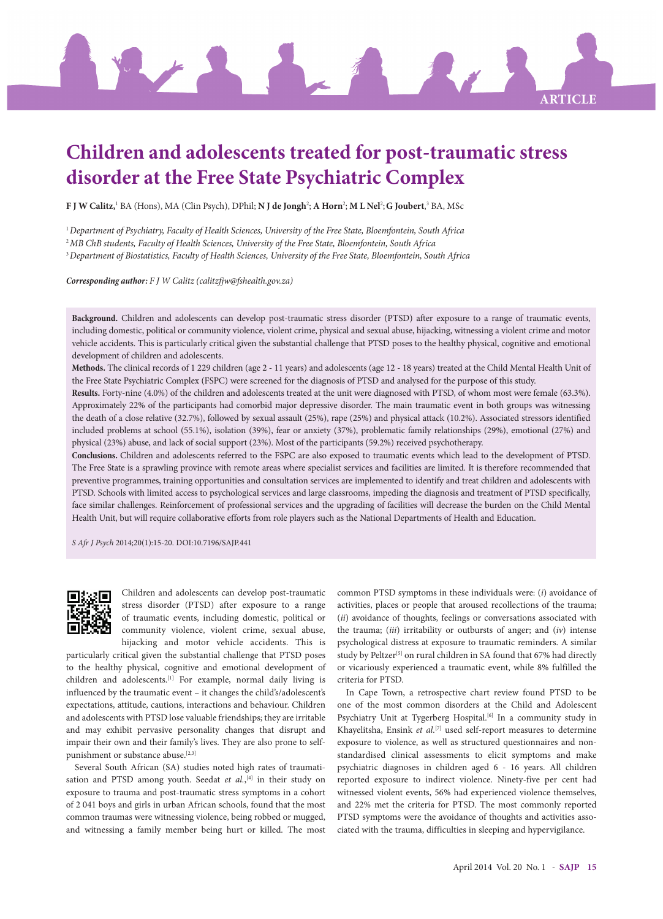ARTICLE

# Children and adolescents treated for post-traumatic stress disorder at the Free State Psychiatric Complex

**F J W Calitz,**[1] BA (Hons), MA (Clin Psych), DPhil; **N J de Jongh**[2]; **A Horn**[2]; **M L Nel**[2]; **G Joubert**,[3] BA, MSc

[1] *Department of Psychiatry, Faculty of Health Sciences, University of the Free State, Bloemfontein, South Africa*
[2] *MB ChB students, Faculty of Health Sciences, University of the Free State, Bloemfontein, South Africa*
[3] *Department of Biostatistics, Faculty of Health Sciences, University of the Free State, Bloemfontein, South Africa*

***Corresponding author:*** *F J W Calitz (calitzfjw@fshealth.gov.za)*

**Background.** Children and adolescents can develop post-traumatic stress disorder (PTSD) after exposure to a range of traumatic events, including domestic, political or community violence, violent crime, physical and sexual abuse, hijacking, witnessing a violent crime and motor vehicle accidents. This is particularly critical given the substantial challenge that PTSD poses to the healthy physical, cognitive and emotional development of children and adolescents.

**Methods.** The clinical records of 1 229 children (age 2 - 11 years) and adolescents (age 12 - 18 years) treated at the Child Mental Health Unit of the Free State Psychiatric Complex (FSPC) were screened for the diagnosis of PTSD and analysed for the purpose of this study.

**Results.** Forty-nine (4.0%) of the children and adolescents treated at the unit were diagnosed with PTSD, of whom most were female (63.3%). Approximately 22% of the participants had comorbid major depressive disorder. The main traumatic event in both groups was witnessing the death of a close relative (32.7%), followed by sexual assault (25%), rape (25%) and physical attack (10.2%). Associated stressors identified included problems at school (55.1%), isolation (39%), fear or anxiety (37%), problematic family relationships (29%), emotional (27%) and physical (23%) abuse, and lack of social support (23%). Most of the participants (59.2%) received psychotherapy.

**Conclusions.** Children and adolescents referred to the FSPC are also exposed to traumatic events which lead to the development of PTSD. The Free State is a sprawling province with remote areas where specialist services and facilities are limited. It is therefore recommended that preventive programmes, training opportunities and consultation services are implemented to identify and treat children and adolescents with PTSD. Schools with limited access to psychological services and large classrooms, impeding the diagnosis and treatment of PTSD specifically, face similar challenges. Reinforcement of professional services and the upgrading of facilities will decrease the burden on the Child Mental Health Unit, but will require collaborative efforts from role players such as the National Departments of Health and Education.

*S Afr J Psych* 2014;20(1):15-20. DOI:10.7196/SAJP.441

Children and adolescents can develop post-traumatic stress disorder (PTSD) after exposure to a range of traumatic events, including domestic, political or community violence, violent crime, sexual abuse, hijacking and motor vehicle accidents. This is particularly critical given the substantial challenge that PTSD poses to the healthy physical, cognitive and emotional development of children and adolescents.[1] For example, normal daily living is influenced by the traumatic event – it changes the child's/adolescent's expectations, attitude, cautions, interactions and behaviour. Children and adolescents with PTSD lose valuable friendships; they are irritable and may exhibit pervasive personality changes that disrupt and impair their own and their family's lives. They are also prone to self-punishment or substance abuse.[2,3]

Several South African (SA) studies noted high rates of traumatisation and PTSD among youth. Seedat *et al.*,[4] in their study on exposure to trauma and post-traumatic stress symptoms in a cohort of 2 041 boys and girls in urban African schools, found that the most common traumas were witnessing violence, being robbed or mugged, and witnessing a family member being hurt or killed. The most common PTSD symptoms in these individuals were: (*i*) avoidance of activities, places or people that aroused recollections of the trauma; (*ii*) avoidance of thoughts, feelings or conversations associated with the trauma; (*iii*) irritability or outbursts of anger; and (*iv*) intense psychological distress at exposure to traumatic reminders. A similar study by Peltzer[5] on rural children in SA found that 67% had directly or vicariously experienced a traumatic event, while 8% fulfilled the criteria for PTSD.

In Cape Town, a retrospective chart review found PTSD to be one of the most common disorders at the Child and Adolescent Psychiatry Unit at Tygerberg Hospital.[6] In a community study in Khayelitsha, Ensink *et al.*[7] used self-report measures to determine exposure to violence, as well as structured questionnaires and non-standardised clinical assessments to elicit symptoms and make psychiatric diagnoses in children aged 6 - 16 years. All children reported exposure to indirect violence. Ninety-five per cent had witnessed violent events, 56% had experienced violence themselves, and 22% met the criteria for PTSD. The most commonly reported PTSD symptoms were the avoidance of thoughts and activities associated with the trauma, difficulties in sleeping and hypervigilance.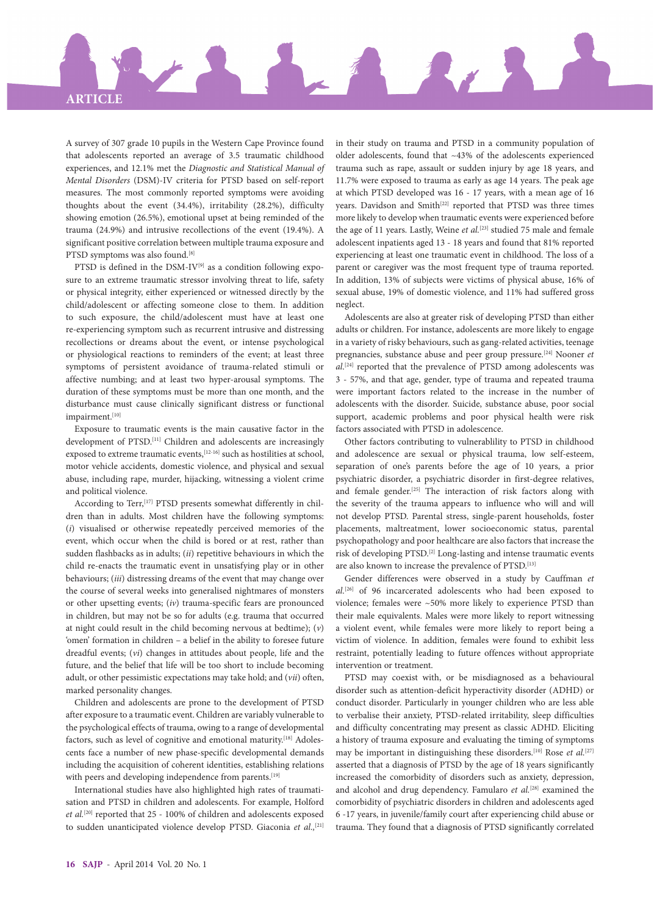A survey of 307 grade 10 pupils in the Western Cape Province found that adolescents reported an average of 3.5 traumatic childhood experiences, and 12.1% met the *Diagnostic and Statistical Manual of Mental Disorders* (DSM)-IV criteria for PTSD based on self-report measures. The most commonly reported symptoms were avoiding thoughts about the event (34.4%), irritability (28.2%), difficulty showing emotion (26.5%), emotional upset at being reminded of the trauma (24.9%) and intrusive recollections of the event (19.4%). A significant positive correlation between multiple trauma exposure and PTSD symptoms was also found.[8]

PTSD is defined in the DSM-IV[9] as a condition following exposure to an extreme traumatic stressor involving threat to life, safety or physical integrity, either experienced or witnessed directly by the child/adolescent or affecting someone close to them. In addition to such exposure, the child/adolescent must have at least one re-experiencing symptom such as recurrent intrusive and distressing recollections or dreams about the event, or intense psychological or physiological reactions to reminders of the event; at least three symptoms of persistent avoidance of trauma-related stimuli or affective numbing; and at least two hyper-arousal symptoms. The duration of these symptoms must be more than one month, and the disturbance must cause clinically significant distress or functional impairment.[10]

Exposure to traumatic events is the main causative factor in the development of PTSD.[11] Children and adolescents are increasingly exposed to extreme traumatic events,[12-16] such as hostilities at school, motor vehicle accidents, domestic violence, and physical and sexual abuse, including rape, murder, hijacking, witnessing a violent crime and political violence.

According to Terr,[17] PTSD presents somewhat differently in children than in adults. Most children have the following symptoms: (*i*) visualised or otherwise repeatedly perceived memories of the event, which occur when the child is bored or at rest, rather than sudden flashbacks as in adults; (*ii*) repetitive behaviours in which the child re-enacts the traumatic event in unsatisfying play or in other behaviours; (*iii*) distressing dreams of the event that may change over the course of several weeks into generalised nightmares of monsters or other upsetting events; (*iv*) trauma-specific fears are pronounced in children, but may not be so for adults (e.g. trauma that occurred at night could result in the child becoming nervous at bedtime); (*v*) 'omen' formation in children – a belief in the ability to foresee future dreadful events; (*vi*) changes in attitudes about people, life and the future, and the belief that life will be too short to include becoming adult, or other pessimistic expectations may take hold; and (*vii*) often, marked personality changes.

Children and adolescents are prone to the development of PTSD after exposure to a traumatic event. Children are variably vulnerable to the psychological effects of trauma, owing to a range of developmental factors, such as level of cognitive and emotional maturity.[18] Adolescents face a number of new phase-specific developmental demands including the acquisition of coherent identities, establishing relations with peers and developing independence from parents.[19]

International studies have also highlighted high rates of traumatisation and PTSD in children and adolescents. For example, Holford *et al.*[20] reported that 25 - 100% of children and adolescents exposed to sudden unanticipated violence develop PTSD. Giaconia *et al.*,[21] in their study on trauma and PTSD in a community population of older adolescents, found that ~43% of the adolescents experienced trauma such as rape, assault or sudden injury by age 18 years, and 11.7% were exposed to trauma as early as age 14 years. The peak age at which PTSD developed was 16 - 17 years, with a mean age of 16 years. Davidson and Smith[22] reported that PTSD was three times more likely to develop when traumatic events were experienced before the age of 11 years. Lastly, Weine *et al.*[23] studied 75 male and female adolescent inpatients aged 13 - 18 years and found that 81% reported experiencing at least one traumatic event in childhood. The loss of a parent or caregiver was the most frequent type of trauma reported. In addition, 13% of subjects were victims of physical abuse, 16% of sexual abuse, 19% of domestic violence, and 11% had suffered gross neglect.

Adolescents are also at greater risk of developing PTSD than either adults or children. For instance, adolescents are more likely to engage in a variety of risky behaviours, such as gang-related activities, teenage pregnancies, substance abuse and peer group pressure.[24] Nooner *et al.*[24] reported that the prevalence of PTSD among adolescents was 3 - 57%, and that age, gender, type of trauma and repeated trauma were important factors related to the increase in the number of adolescents with the disorder. Suicide, substance abuse, poor social support, academic problems and poor physical health were risk factors associated with PTSD in adolescence.

Other factors contributing to vulnerablility to PTSD in childhood and adolescence are sexual or physical trauma, low self-esteem, separation of one's parents before the age of 10 years, a prior psychiatric disorder, a psychiatric disorder in first-degree relatives, and female gender.[25] The interaction of risk factors along with the severity of the trauma appears to influence who will and will not develop PTSD. Parental stress, single-parent households, foster placements, maltreatment, lower socioeconomic status, parental psychopathology and poor healthcare are also factors that increase the risk of developing PTSD.[2] Long-lasting and intense traumatic events are also known to increase the prevalence of PTSD.[13]

Gender differences were observed in a study by Cauffman *et al.*[26] of 96 incarcerated adolescents who had been exposed to violence; females were ~50% more likely to experience PTSD than their male equivalents. Males were more likely to report witnessing a violent event, while females were more likely to report being a victim of violence. In addition, females were found to exhibit less restraint, potentially leading to future offences without appropriate intervention or treatment.

PTSD may coexist with, or be misdiagnosed as a behavioural disorder such as attention-deficit hyperactivity disorder (ADHD) or conduct disorder. Particularly in younger children who are less able to verbalise their anxiety, PTSD-related irritability, sleep difficulties and difficulty concentrating may present as classic ADHD. Eliciting a history of trauma exposure and evaluating the timing of symptoms may be important in distinguishing these disorders.[10] Rose *et al.*[27] asserted that a diagnosis of PTSD by the age of 18 years significantly increased the comorbidity of disorders such as anxiety, depression, and alcohol and drug dependency. Famularo *et al.*[28] examined the comorbidity of psychiatric disorders in children and adolescents aged 6 -17 years, in juvenile/family court after experiencing child abuse or trauma. They found that a diagnosis of PTSD significantly correlated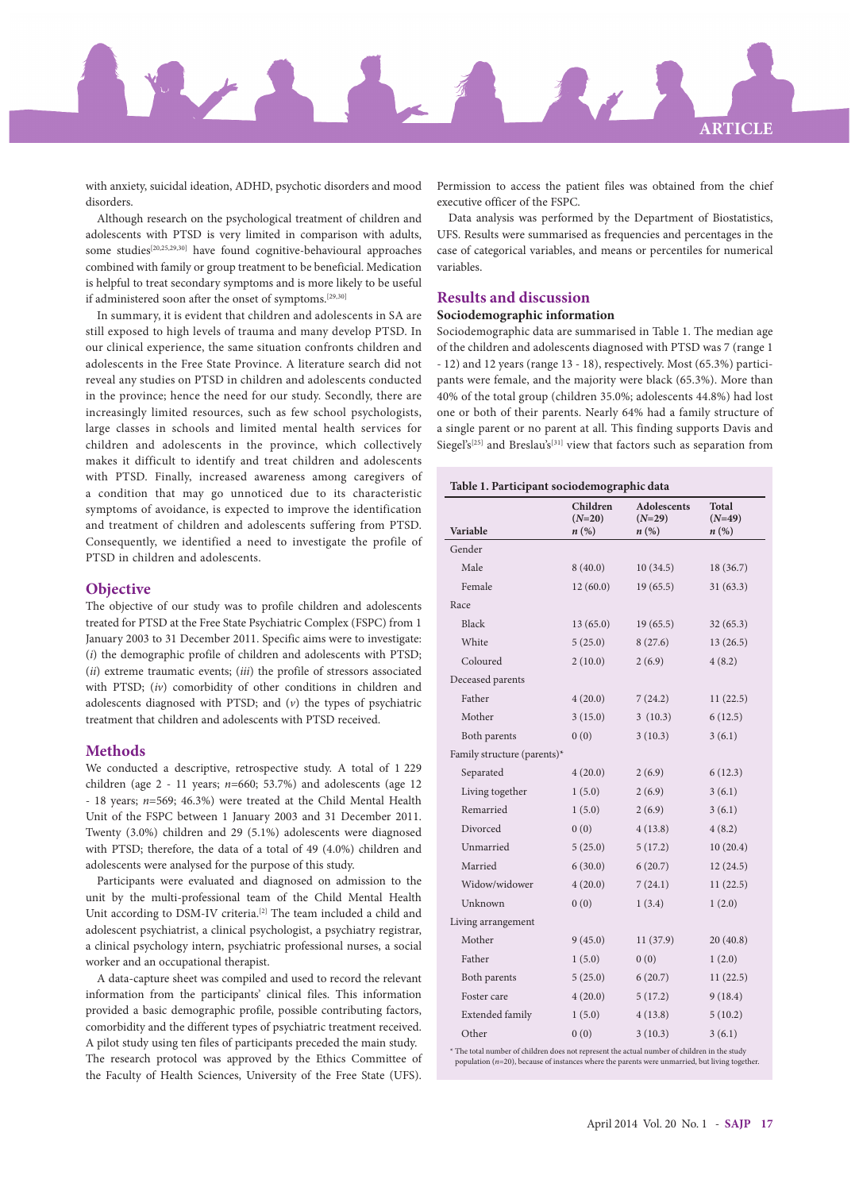with anxiety, suicidal ideation, ADHD, psychotic disorders and mood disorders.

Although research on the psychological treatment of children and adolescents with PTSD is very limited in comparison with adults, some studies[20,25,29,30] have found cognitive-behavioural approaches combined with family or group treatment to be beneficial. Medication is helpful to treat secondary symptoms and is more likely to be useful if administered soon after the onset of symptoms.[29,30]

In summary, it is evident that children and adolescents in SA are still exposed to high levels of trauma and many develop PTSD. In our clinical experience, the same situation confronts children and adolescents in the Free State Province. A literature search did not reveal any studies on PTSD in children and adolescents conducted in the province; hence the need for our study. Secondly, there are increasingly limited resources, such as few school psychologists, large classes in schools and limited mental health services for children and adolescents in the province, which collectively makes it difficult to identify and treat children and adolescents with PTSD. Finally, increased awareness among caregivers of a condition that may go unnoticed due to its characteristic symptoms of avoidance, is expected to improve the identification and treatment of children and adolescents suffering from PTSD. Consequently, we identified a need to investigate the profile of PTSD in children and adolescents.

## Objective

The objective of our study was to profile children and adolescents treated for PTSD at the Free State Psychiatric Complex (FSPC) from 1 January 2003 to 31 December 2011. Specific aims were to investigate: (*i*) the demographic profile of children and adolescents with PTSD; (*ii*) extreme traumatic events; (*iii*) the profile of stressors associated with PTSD; (*iv*) comorbidity of other conditions in children and adolescents diagnosed with PTSD; and (*v*) the types of psychiatric treatment that children and adolescents with PTSD received.

## Methods

We conducted a descriptive, retrospective study. A total of 1 229 children (age 2 - 11 years; *n*=660; 53.7%) and adolescents (age 12 - 18 years; *n*=569; 46.3%) were treated at the Child Mental Health Unit of the FSPC between 1 January 2003 and 31 December 2011. Twenty (3.0%) children and 29 (5.1%) adolescents were diagnosed with PTSD; therefore, the data of a total of 49 (4.0%) children and adolescents were analysed for the purpose of this study.

Participants were evaluated and diagnosed on admission to the unit by the multi-professional team of the Child Mental Health Unit according to DSM-IV criteria.[2] The team included a child and adolescent psychiatrist, a clinical psychologist, a psychiatry registrar, a clinical psychology intern, psychiatric professional nurses, a social worker and an occupational therapist.

A data-capture sheet was compiled and used to record the relevant information from the participants' clinical files. This information provided a basic demographic profile, possible contributing factors, comorbidity and the different types of psychiatric treatment received. A pilot study using ten files of participants preceded the main study. The research protocol was approved by the Ethics Committee of the Faculty of Health Sciences, University of the Free State (UFS). Permission to access the patient files was obtained from the chief executive officer of the FSPC.

Data analysis was performed by the Department of Biostatistics, UFS. Results were summarised as frequencies and percentages in the case of categorical variables, and means or percentiles for numerical variables.

## Results and discussion

### Sociodemographic information

Sociodemographic data are summarised in Table 1. The median age of the children and adolescents diagnosed with PTSD was 7 (range 1 - 12) and 12 years (range 13 - 18), respectively. Most (65.3%) participants were female, and the majority were black (65.3%). More than 40% of the total group (children 35.0%; adolescents 44.8%) had lost one or both of their parents. Nearly 64% had a family structure of a single parent or no parent at all. This finding supports Davis and Siegel's[25] and Breslau's[31] view that factors such as separation from

**Table 1. Participant sociodemographic data**

| Variable | Children (*N*=20) *n* (%) | Adolescents (*N*=29) *n* (%) | Total (*N*=49) *n* (%) |
|---|---|---|---|
| Gender | | | |
| Male | 8 (40.0) | 10 (34.5) | 18 (36.7) |
| Female | 12 (60.0) | 19 (65.5) | 31 (63.3) |
| Race | | | |
| Black | 13 (65.0) | 19 (65.5) | 32 (65.3) |
| White | 5 (25.0) | 8 (27.6) | 13 (26.5) |
| Coloured | 2 (10.0) | 2 (6.9) | 4 (8.2) |
| Deceased parents | | | |
| Father | 4 (20.0) | 7 (24.2) | 11 (22.5) |
| Mother | 3 (15.0) | 3 (10.3) | 6 (12.5) |
| Both parents | 0 (0) | 3 (10.3) | 3 (6.1) |
| Family structure (parents)* | | | |
| Separated | 4 (20.0) | 2 (6.9) | 6 (12.3) |
| Living together | 1 (5.0) | 2 (6.9) | 3 (6.1) |
| Remarried | 1 (5.0) | 2 (6.9) | 3 (6.1) |
| Divorced | 0 (0) | 4 (13.8) | 4 (8.2) |
| Unmarried | 5 (25.0) | 5 (17.2) | 10 (20.4) |
| Married | 6 (30.0) | 6 (20.7) | 12 (24.5) |
| Widow/widower | 4 (20.0) | 7 (24.1) | 11 (22.5) |
| Unknown | 0 (0) | 1 (3.4) | 1 (2.0) |
| Living arrangement | | | |
| Mother | 9 (45.0) | 11 (37.9) | 20 (40.8) |
| Father | 1 (5.0) | 0 (0) | 1 (2.0) |
| Both parents | 5 (25.0) | 6 (20.7) | 11 (22.5) |
| Foster care | 4 (20.0) | 5 (17.2) | 9 (18.4) |
| Extended family | 1 (5.0) | 4 (13.8) | 5 (10.2) |
| Other | 0 (0) | 3 (10.3) | 3 (6.1) |

\* The total number of children does not represent the actual number of children in the study population (*n*=20), because of instances where the parents were unmarried, but living together.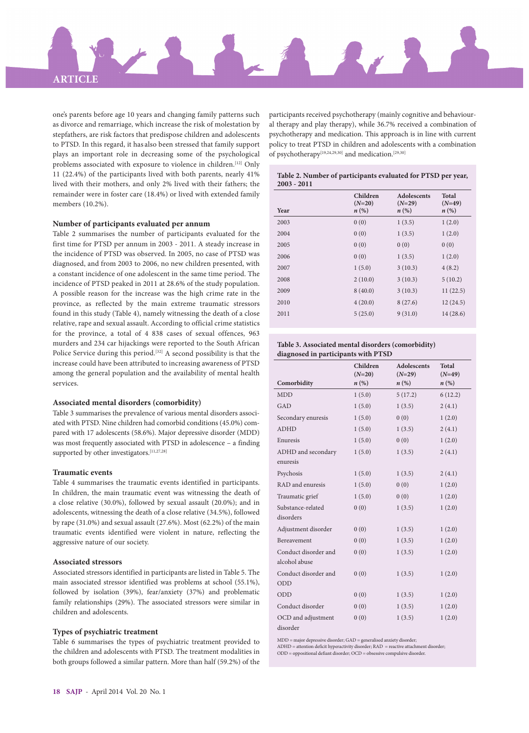one's parents before age 10 years and changing family patterns such as divorce and remarriage, which increase the risk of molestation by stepfathers, are risk factors that predispose children and adolescents to PTSD. In this regard, it has also been stressed that family support plays an important role in decreasing some of the psychological problems associated with exposure to violence in children.[12] Only 11 (22.4%) of the participants lived with both parents, nearly 41% lived with their mothers, and only 2% lived with their fathers; the remainder were in foster care (18.4%) or lived with extended family members (10.2%).

### Number of participants evaluated per annum

Table 2 summarises the number of participants evaluated for the first time for PTSD per annum in 2003 - 2011. A steady increase in the incidence of PTSD was observed. In 2005, no case of PTSD was diagnosed, and from 2003 to 2006, no new children presented, with a constant incidence of one adolescent in the same time period. The incidence of PTSD peaked in 2011 at 28.6% of the study population. A possible reason for the increase was the high crime rate in the province, as reflected by the main extreme traumatic stressors found in this study (Table 4), namely witnessing the death of a close relative, rape and sexual assault. According to official crime statistics for the province, a total of 4 838 cases of sexual offences, 963 murders and 234 car hijackings were reported to the South African Police Service during this period.[32] A second possibility is that the increase could have been attributed to increasing awareness of PTSD among the general population and the availability of mental health services.

### Associated mental disorders (comorbidity)

Table 3 summarises the prevalence of various mental disorders associated with PTSD. Nine children had comorbid conditions (45.0%) compared with 17 adolescents (58.6%). Major depressive disorder (MDD) was most frequently associated with PTSD in adolescence – a finding supported by other investigators.[11,27,28]

### Traumatic events

Table 4 summarises the traumatic events identified in participants. In children, the main traumatic event was witnessing the death of a close relative (30.0%), followed by sexual assault (20.0%); and in adolescents, witnessing the death of a close relative (34.5%), followed by rape (31.0%) and sexual assault (27.6%). Most (62.2%) of the main traumatic events identified were violent in nature, reflecting the aggressive nature of our society.

### Associated stressors

Associated stressors identified in participants are listed in Table 5. The main associated stressor identified was problems at school (55.1%), followed by isolation (39%), fear/anxiety (37%) and problematic family relationships (29%). The associated stressors were similar in children and adolescents.

### Types of psychiatric treatment

Table 6 summarises the types of psychiatric treatment provided to the children and adolescents with PTSD. The treatment modalities in both groups followed a similar pattern. More than half (59.2%) of the participants received psychotherapy (mainly cognitive and behavioural therapy and play therapy), while 36.7% received a combination of psychotherapy and medication. This approach is in line with current policy to treat PTSD in children and adolescents with a combination of psychotherapy[19,24,29,30] and medication.[29,30]

**Table 2. Number of participants evaluated for PTSD per year, 2003 - 2011**

| Year | Children (*N*=20) *n* (%) | Adolescents (*N*=29) *n* (%) | Total (*N*=49) *n* (%) |
|---|---|---|---|
| 2003 | 0 (0) | 1 (3.5) | 1 (2.0) |
| 2004 | 0 (0) | 1 (3.5) | 1 (2.0) |
| 2005 | 0 (0) | 0 (0) | 0 (0) |
| 2006 | 0 (0) | 1 (3.5) | 1 (2.0) |
| 2007 | 1 (5.0) | 3 (10.3) | 4 (8.2) |
| 2008 | 2 (10.0) | 3 (10.3) | 5 (10.2) |
| 2009 | 8 (40.0) | 3 (10.3) | 11 (22.5) |
| 2010 | 4 (20.0) | 8 (27.6) | 12 (24.5) |
| 2011 | 5 (25.0) | 9 (31.0) | 14 (28.6) |

**Table 3. Associated mental disorders (comorbidity) diagnosed in participants with PTSD**

| Comorbidity | Children (*N*=20) *n* (%) | Adolescents (*N*=29) *n* (%) | Total (*N*=49) *n* (%) |
|---|---|---|---|
| MDD | 1 (5.0) | 5 (17.2) | 6 (12.2) |
| GAD | 1 (5.0) | 1 (3.5) | 2 (4.1) |
| Secondary enuresis | 1 (5.0) | 0 (0) | 1 (2.0) |
| ADHD | 1 (5.0) | 1 (3.5) | 2 (4.1) |
| Enuresis | 1 (5.0) | 0 (0) | 1 (2.0) |
| ADHD and secondary enuresis | 1 (5.0) | 1 (3.5) | 2 (4.1) |
| Psychosis | 1 (5.0) | 1 (3.5) | 2 (4.1) |
| RAD and enuresis | 1 (5.0) | 0 (0) | 1 (2.0) |
| Traumatic grief | 1 (5.0) | 0 (0) | 1 (2.0) |
| Substance-related disorders | 0 (0) | 1 (3.5) | 1 (2.0) |
| Adjustment disorder | 0 (0) | 1 (3.5) | 1 (2.0) |
| Bereavement | 0 (0) | 1 (3.5) | 1 (2.0) |
| Conduct disorder and alcohol abuse | 0 (0) | 1 (3.5) | 1 (2.0) |
| Conduct disorder and ODD | 0 (0) | 1 (3.5) | 1 (2.0) |
| ODD | 0 (0) | 1 (3.5) | 1 (2.0) |
| Conduct disorder | 0 (0) | 1 (3.5) | 1 (2.0) |
| OCD and adjustment disorder | 0 (0) | 1 (3.5) | 1 (2.0) |

MDD = major depressive disorder; GAD = generalised anxiety disorder;
ADHD = attention deficit hyperactivity disorder; RAD = reactive attachment disorder;
ODD = oppositional defiant disorder; OCD = obsessive compulsive disorder.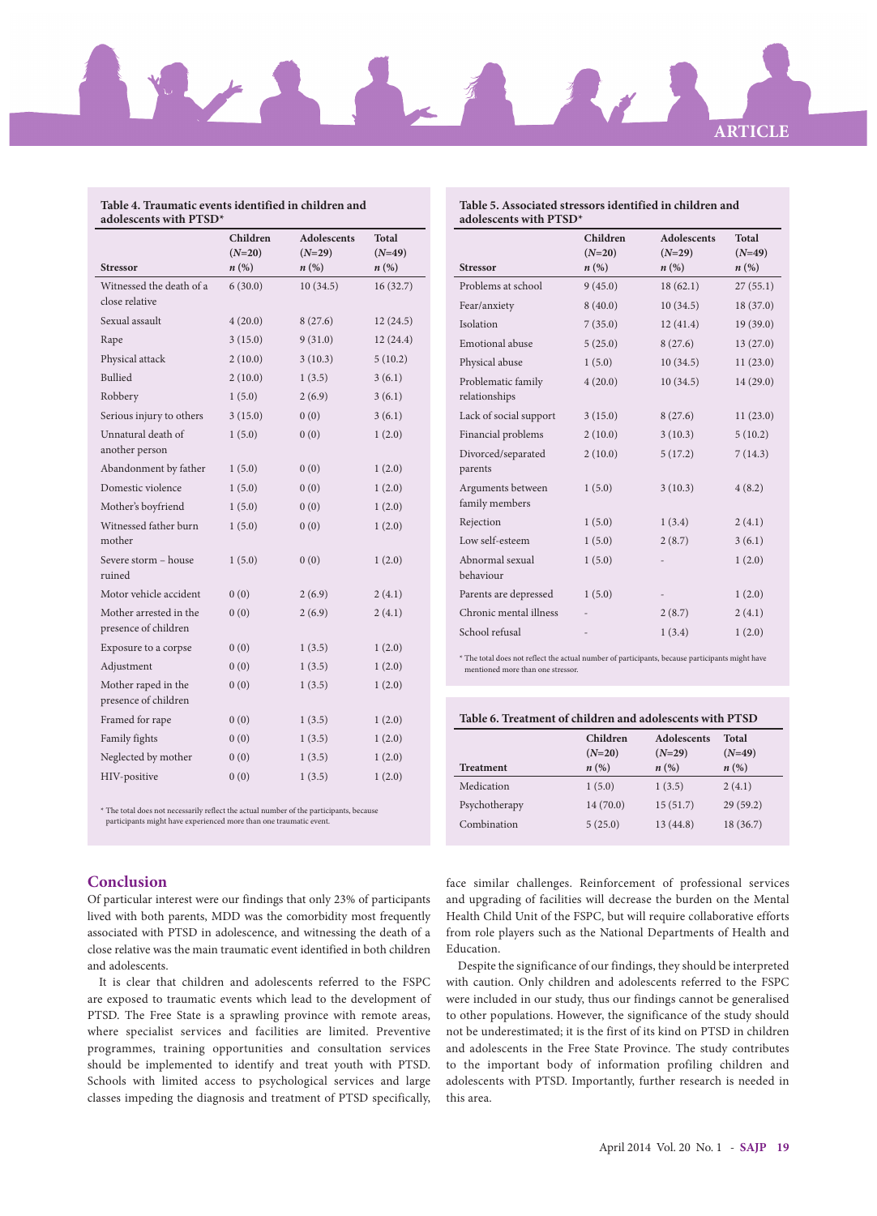**Table 4. Traumatic events identified in children and adolescents with PTSD***

| Stressor | Children (*N*=20) *n* (%) | Adolescents (*N*=29) *n* (%) | Total (*N*=49) *n* (%) |
|---|---|---|---|
| Witnessed the death of a close relative | 6 (30.0) | 10 (34.5) | 16 (32.7) |
| Sexual assault | 4 (20.0) | 8 (27.6) | 12 (24.5) |
| Rape | 3 (15.0) | 9 (31.0) | 12 (24.4) |
| Physical attack | 2 (10.0) | 3 (10.3) | 5 (10.2) |
| Bullied | 2 (10.0) | 1 (3.5) | 3 (6.1) |
| Robbery | 1 (5.0) | 2 (6.9) | 3 (6.1) |
| Serious injury to others | 3 (15.0) | 0 (0) | 3 (6.1) |
| Unnatural death of another person | 1 (5.0) | 0 (0) | 1 (2.0) |
| Abandonment by father | 1 (5.0) | 0 (0) | 1 (2.0) |
| Domestic violence | 1 (5.0) | 0 (0) | 1 (2.0) |
| Mother's boyfriend | 1 (5.0) | 0 (0) | 1 (2.0) |
| Witnessed father burn mother | 1 (5.0) | 0 (0) | 1 (2.0) |
| Severe storm – house ruined | 1 (5.0) | 0 (0) | 1 (2.0) |
| Motor vehicle accident | 0 (0) | 2 (6.9) | 2 (4.1) |
| Mother arrested in the presence of children | 0 (0) | 2 (6.9) | 2 (4.1) |
| Exposure to a corpse | 0 (0) | 1 (3.5) | 1 (2.0) |
| Adjustment | 0 (0) | 1 (3.5) | 1 (2.0) |
| Mother raped in the presence of children | 0 (0) | 1 (3.5) | 1 (2.0) |
| Framed for rape | 0 (0) | 1 (3.5) | 1 (2.0) |
| Family fights | 0 (0) | 1 (3.5) | 1 (2.0) |
| Neglected by mother | 0 (0) | 1 (3.5) | 1 (2.0) |
| HIV-positive | 0 (0) | 1 (3.5) | 1 (2.0) |

* The total does not necessarily reflect the actual number of the participants, because participants might have experienced more than one traumatic event.

**Table 5. Associated stressors identified in children and adolescents with PTSD***

| Stressor | Children (*N*=20) *n* (%) | Adolescents (*N*=29) *n* (%) | Total (*N*=49) *n* (%) |
|---|---|---|---|
| Problems at school | 9 (45.0) | 18 (62.1) | 27 (55.1) |
| Fear/anxiety | 8 (40.0) | 10 (34.5) | 18 (37.0) |
| Isolation | 7 (35.0) | 12 (41.4) | 19 (39.0) |
| Emotional abuse | 5 (25.0) | 8 (27.6) | 13 (27.0) |
| Physical abuse | 1 (5.0) | 10 (34.5) | 11 (23.0) |
| Problematic family relationships | 4 (20.0) | 10 (34.5) | 14 (29.0) |
| Lack of social support | 3 (15.0) | 8 (27.6) | 11 (23.0) |
| Financial problems | 2 (10.0) | 3 (10.3) | 5 (10.2) |
| Divorced/separated parents | 2 (10.0) | 5 (17.2) | 7 (14.3) |
| Arguments between family members | 1 (5.0) | 3 (10.3) | 4 (8.2) |
| Rejection | 1 (5.0) | 1 (3.4) | 2 (4.1) |
| Low self-esteem | 1 (5.0) | 2 (8.7) | 3 (6.1) |
| Abnormal sexual behaviour | 1 (5.0) | - | 1 (2.0) |
| Parents are depressed | 1 (5.0) | - | 1 (2.0) |
| Chronic mental illness | - | 2 (8.7) | 2 (4.1) |
| School refusal | - | 1 (3.4) | 1 (2.0) |

* The total does not reflect the actual number of participants, because participants might have mentioned more than one stressor.

**Table 6. Treatment of children and adolescents with PTSD**

| Treatment | Children (*N*=20) *n* (%) | Adolescents (*N*=29) *n* (%) | Total (*N*=49) *n* (%) |
|---|---|---|---|
| Medication | 1 (5.0) | 1 (3.5) | 2 (4.1) |
| Psychotherapy | 14 (70.0) | 15 (51.7) | 29 (59.2) |
| Combination | 5 (25.0) | 13 (44.8) | 18 (36.7) |

## Conclusion

Of particular interest were our findings that only 23% of participants lived with both parents, MDD was the comorbidity most frequently associated with PTSD in adolescence, and witnessing the death of a close relative was the main traumatic event identified in both children and adolescents.

It is clear that children and adolescents referred to the FSPC are exposed to traumatic events which lead to the development of PTSD. The Free State is a sprawling province with remote areas, where specialist services and facilities are limited. Preventive programmes, training opportunities and consultation services should be implemented to identify and treat youth with PTSD. Schools with limited access to psychological services and large classes impeding the diagnosis and treatment of PTSD specifically, face similar challenges. Reinforcement of professional services and upgrading of facilities will decrease the burden on the Mental Health Child Unit of the FSPC, but will require collaborative efforts from role players such as the National Departments of Health and Education.

Despite the significance of our findings, they should be interpreted with caution. Only children and adolescents referred to the FSPC were included in our study, thus our findings cannot be generalised to other populations. However, the significance of the study should not be underestimated; it is the first of its kind on PTSD in children and adolescents in the Free State Province. The study contributes to the important body of information profiling children and adolescents with PTSD. Importantly, further research is needed in this area.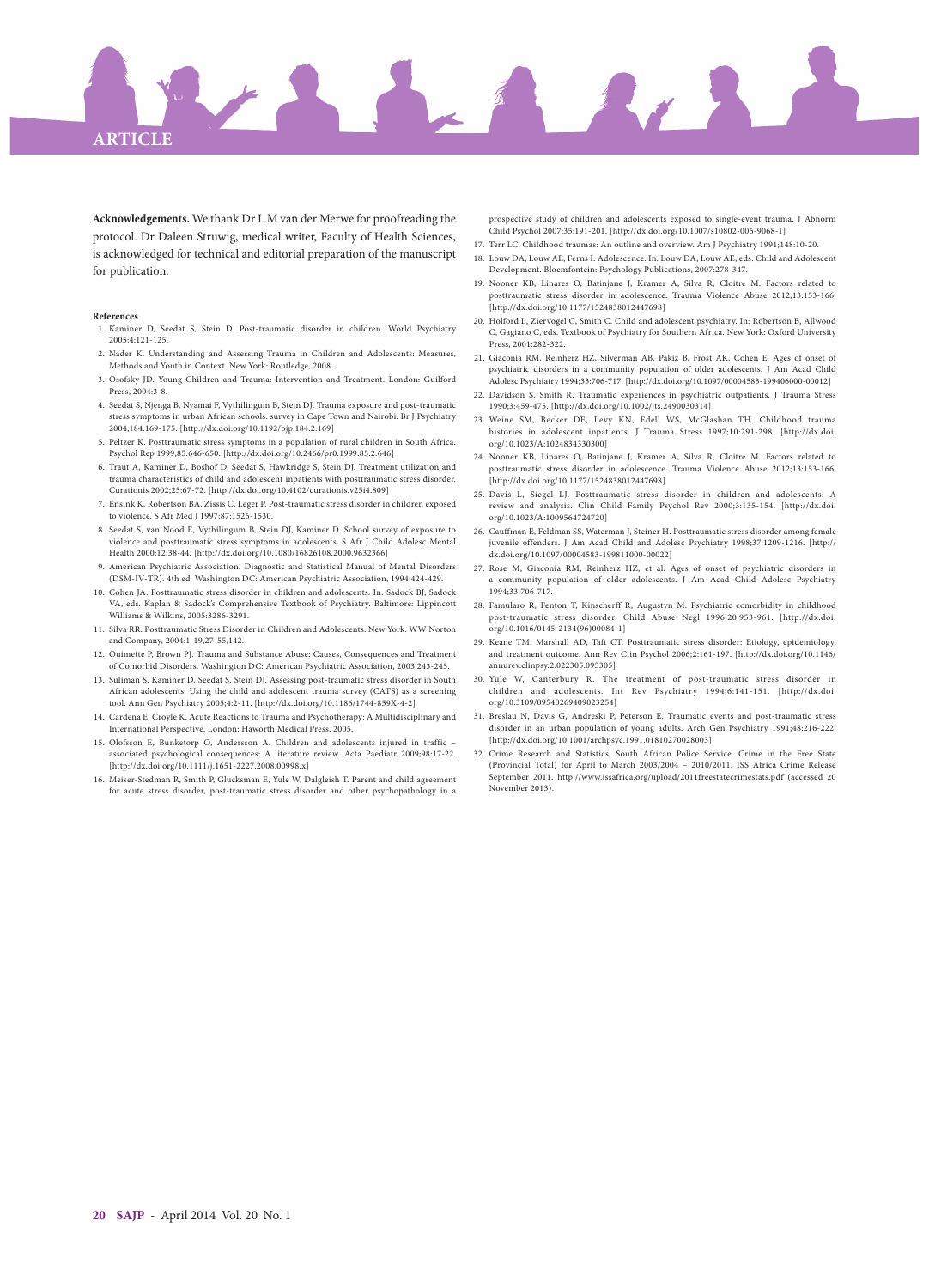**Acknowledgements.** We thank Dr L M van der Merwe for proofreading the protocol. Dr Daleen Struwig, medical writer, Faculty of Health Sciences, is acknowledged for technical and editorial preparation of the manuscript for publication.

#### References

1. Kaminer D, Seedat S, Stein D. Post-traumatic disorder in children. World Psychiatry 2005;4:121-125.
2. Nader K. Understanding and Assessing Trauma in Children and Adolescents: Measures, Methods and Youth in Context. New York: Routledge, 2008.
3. Osofsky JD. Young Children and Trauma: Intervention and Treatment. London: Guilford Press, 2004:3-8.
4. Seedat S, Njenga B, Nyamai F, Vythilingum B, Stein DJ. Trauma exposure and post-traumatic stress symptoms in urban African schools: survey in Cape Town and Nairobi. Br J Psychiatry 2004;184:169-175. [http://dx.doi.org/10.1192/bjp.184.2.169]
5. Peltzer K. Posttraumatic stress symptoms in a population of rural children in South Africa. Psychol Rep 1999;85:646-650. [http://dx.doi.org/10.2466/pr0.1999.85.2.646]
6. Traut A, Kaminer D, Boshof D, Seedat S, Hawkridge S, Stein DJ. Treatment utilization and trauma characteristics of child and adolescent inpatients with posttraumatic stress disorder. Curationis 2002;25:67-72. [http://dx.doi.org/10.4102/curationis.v25i4.809]
7. Ensink K, Robertson BA, Zissis C, Leger P. Post-traumatic stress disorder in children exposed to violence. S Afr Med J 1997;87:1526-1530.
8. Seedat S, van Nood E, Vythilingum B, Stein DJ, Kaminer D. School survey of exposure to violence and posttraumatic stress symptoms in adolescents. S Afr J Child Adolesc Mental Health 2000;12:38-44. [http://dx.doi.org/10.1080/16826108.2000.9632366]
9. American Psychiatric Association. Diagnostic and Statistical Manual of Mental Disorders (DSM-IV-TR). 4th ed. Washington DC: American Psychiatric Association, 1994:424-429.
10. Cohen JA. Posttraumatic stress disorder in children and adolescents. In: Sadock BJ, Sadock VA, eds. Kaplan & Sadock's Comprehensive Textbook of Psychiatry. Baltimore: Lippincott Williams & Wilkins, 2005:3286-3291.
11. Silva RR. Posttraumatic Stress Disorder in Children and Adolescents. New York: WW Norton and Company, 2004:1-19,27-55,142.
12. Ouimette P, Brown PJ. Trauma and Substance Abuse: Causes, Consequences and Treatment of Comorbid Disorders. Washington DC: American Psychiatric Association, 2003:243-245.
13. Suliman S, Kaminer D, Seedat S, Stein DJ. Assessing post-traumatic stress disorder in South African adolescents: Using the child and adolescent trauma survey (CATS) as a screening tool. Ann Gen Psychiatry 2005;4:2-11. [http://dx.doi.org/10.1186/1744-859X-4-2]
14. Cardena E, Croyle K. Acute Reactions to Trauma and Psychotherapy: A Multidisciplinary and International Perspective. London: Haworth Medical Press, 2005.
15. Olofsson E, Bunketorp O, Andersson A. Children and adolescents injured in traffic – associated psychological consequences: A literature review. Acta Paediatr 2009;98:17-22. [http://dx.doi.org/10.1111/j.1651-2227.2008.00998.x]
16. Meiser-Stedman R, Smith P, Glucksman E, Yule W, Dalgleish T. Parent and child agreement for acute stress disorder, post-traumatic stress disorder and other psychopathology in a prospective study of children and adolescents exposed to single-event trauma. J Abnorm Child Psychol 2007;35:191-201. [http://dx.doi.org/10.1007/s10802-006-9068-1]
17. Terr LC. Childhood traumas: An outline and overview. Am J Psychiatry 1991;148:10-20.
18. Louw DA, Louw AE, Ferns I. Adolescence. In: Louw DA, Louw AE, eds. Child and Adolescent Development. Bloemfontein: Psychology Publications, 2007:278-347.
19. Nooner KB, Linares O, Batinjane J, Kramer A, Silva R, Cloitre M. Factors related to posttraumatic stress disorder in adolescence. Trauma Violence Abuse 2012;13:153-166. [http://dx.doi.org/10.1177/1524838012447698]
20. Holford L, Ziervogel C, Smith C. Child and adolescent psychiatry. In: Robertson B, Allwood C, Gagiano C, eds. Textbook of Psychiatry for Southern Africa. New York: Oxford University Press, 2001:282-322.
21. Giaconia RM, Reinherz HZ, Silverman AB, Pakiz B, Frost AK, Cohen E. Ages of onset of psychiatric disorders in a community population of older adolescents. J Am Acad Child Adolesc Psychiatry 1994;33:706-717. [http://dx.doi.org/10.1097/00004583-199406000-00012]
22. Davidson S, Smith R. Traumatic experiences in psychiatric outpatients. J Trauma Stress 1990;3:459-475. [http://dx.doi.org/10.1002/jts.2490030314]
23. Weine SM, Becker DE, Levy KN, Edell WS, McGlashan TH. Childhood trauma histories in adolescent inpatients. J Trauma Stress 1997;10:291-298. [http://dx.doi.org/10.1023/A:1024834330300]
24. Nooner KB, Linares O, Batinjane J, Kramer A, Silva R, Cloitre M. Factors related to posttraumatic stress disorder in adolescence. Trauma Violence Abuse 2012;13:153-166. [http://dx.doi.org/10.1177/1524838012447698]
25. Davis L, Siegel LJ. Posttraumatic stress disorder in children and adolescents: A review and analysis. Clin Child Family Psychol Rev 2000;3:135-154. [http://dx.doi.org/10.1023/A:1009564724720]
26. Cauffman E, Feldman SS, Waterman J, Steiner H. Posttraumatic stress disorder among female juvenile offenders. J Am Acad Child and Adolesc Psychiatry 1998;37:1209-1216. [http://dx.doi.org/10.1097/00004583-199811000-00022]
27. Rose M, Giaconia RM, Reinherz HZ, et al. Ages of onset of psychiatric disorders in a community population of older adolescents. J Am Acad Child Adolesc Psychiatry 1994;33:706-717.
28. Famularo R, Fenton T, Kinscherff R, Augustyn M. Psychiatric comorbidity in childhood post-traumatic stress disorder. Child Abuse Negl 1996;20:953-961. [http://dx.doi.org/10.1016/0145-2134(96)00084-1]
29. Keane TM, Marshall AD, Taft CT. Posttraumatic stress disorder: Etiology, epidemiology, and treatment outcome. Ann Rev Clin Psychol 2006;2:161-197. [http://dx.doi.org/10.1146/annurev.clinpsy.2.022305.095305]
30. Yule W, Canterbury R. The treatment of post-traumatic stress disorder in children and adolescents. Int Rev Psychiatry 1994;6:141-151. [http://dx.doi.org/10.3109/09540269409023254]
31. Breslau N, Davis G, Andreski P, Peterson E. Traumatic events and post-traumatic stress disorder in an urban population of young adults. Arch Gen Psychiatry 1991;48:216-222. [http://dx.doi.org/10.1001/archpsyc.1991.01810270028003]
32. Crime Research and Statistics, South African Police Service. Crime in the Free State (Provincial Total) for April to March 2003/2004 – 2010/2011. ISS Africa Crime Release September 2011. http://www.issafrica.org/upload/2011freestatecrimestats.pdf (accessed 20 November 2013).